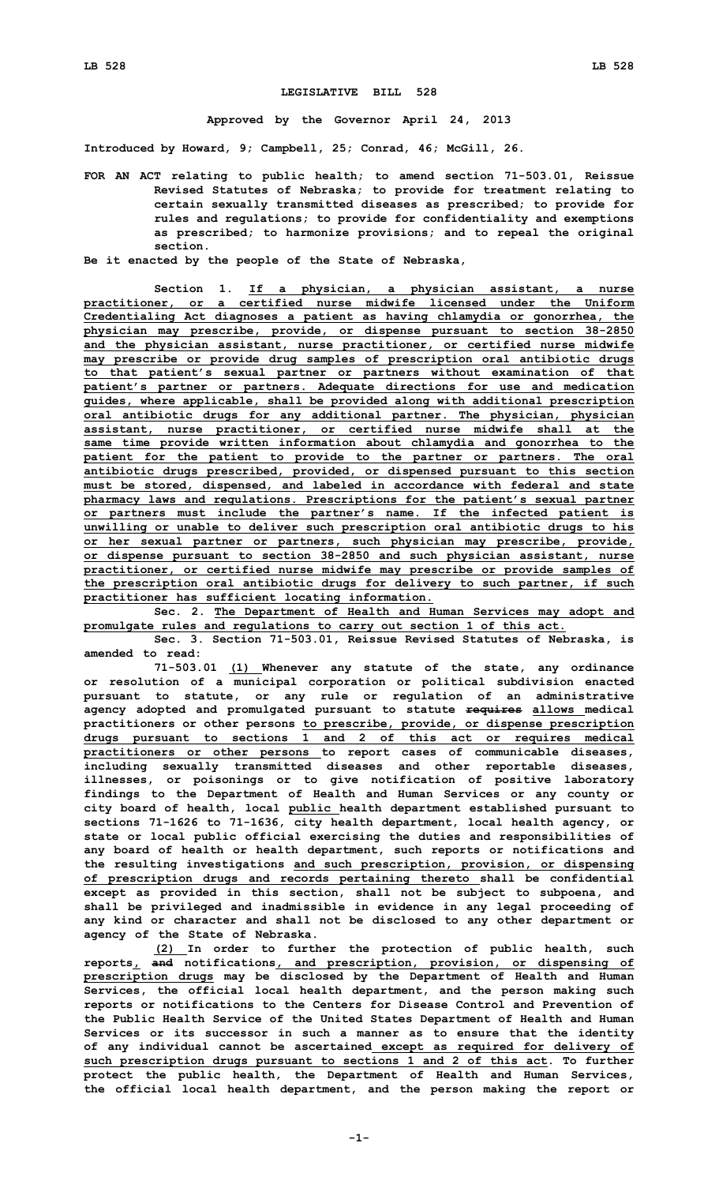# LEGISLATIVE BILL 528

**Approved by the Governor April 24, 2013**

**Introduced by Howard, 9; Campbell, 25; Conrad, 46; McGill, 26.**

**FOR AN ACT relating to public health; to amend section 71-503.01, Reissue Revised Statutes of Nebraska; to provide for treatment relating to certain sexually transmitted diseases as prescribed; to provide for rules and regulations; to provide for confidentiality and exemptions as prescribed; to harmonize provisions; and to repeal the original section.**

**Be it enacted by the people of the State of Nebraska,**

**Section 1. If a physician, a physician assistant, a nurse practitioner, or a certified nurse midwife licensed under the Uniform Credentialing Act diagnoses a patient as having chlamydia or gonorrhea, the physician may prescribe, provide, or dispense pursuant to section 38-2850 and the physician assistant, nurse practitioner, or certified nurse midwife may prescribe or provide drug samples of prescription oral antibiotic drugs to that patient's sexual partner or partners without examination of that patient's partner or partners. Adequate directions for use and medication guides, where applicable, shall be provided along with additional prescription oral antibiotic drugs for any additional partner. The physician, physician assistant, nurse practitioner, or certified nurse midwife shall at the same time provide written information about chlamydia and gonorrhea to the patient for the patient to provide to the partner or partners. The oral antibiotic drugs prescribed, provided, or dispensed pursuant to this section must be stored, dispensed, and labeled in accordance with federal and state pharmacy laws and regulations. Prescriptions for the patient's sexual partner or partners must include the partner's name. If the infected patient is unwilling or unable to deliver such prescription oral antibiotic drugs to his or her sexual partner or partners, such physician may prescribe, provide, or dispense pursuant to section 38-2850 and such physician assistant, nurse practitioner, or certified nurse midwife may prescribe or provide samples of the prescription oral antibiotic drugs for delivery to such partner, if such practitioner has sufficient locating information.**

**Sec. 2. The Department of Health and Human Services may adopt and promulgate rules and regulations to carry out section 1 of this act.**

**Sec. 3. Section 71-503.01, Reissue Revised Statutes of Nebraska, is amended to read:**

**71-503.01 (1) Whenever any statute of the state, any ordinance or resolution of a municipal corporation or political subdivision enacted pursuant to statute, or any rule or regulation of an administrative agency adopted and promulgated pursuant to statute ~~requires~~ allows medical practitioners or other persons to prescribe, provide, or dispense prescription drugs pursuant to sections 1 and 2 of this act or requires medical practitioners or other persons to report cases of communicable diseases, including sexually transmitted diseases and other reportable diseases, illnesses, or poisonings or to give notification of positive laboratory findings to the Department of Health and Human Services or any county or city board of health, local public health department established pursuant to sections 71-1626 to 71-1636, city health department, local health agency, or state or local public official exercising the duties and responsibilities of any board of health or health department, such reports or notifications and the resulting investigations and such prescription, provision, or dispensing of prescription drugs and records pertaining thereto shall be confidential except as provided in this section, shall not be subject to subpoena, and shall be privileged and inadmissible in evidence in any legal proceeding of any kind or character and shall not be disclosed to any other department or agency of the State of Nebraska.**

**(2) In order to further the protection of public health, such reports, ~~and~~ notifications, and prescription, provision, or dispensing of prescription drugs may be disclosed by the Department of Health and Human Services, the official local health department, and the person making such reports or notifications to the Centers for Disease Control and Prevention of the Public Health Service of the United States Department of Health and Human Services or its successor in such a manner as to ensure that the identity of any individual cannot be ascertained except as required for delivery of such prescription drugs pursuant to sections 1 and 2 of this act. To further protect the public health, the Department of Health and Human Services, the official local health department, and the person making the report or**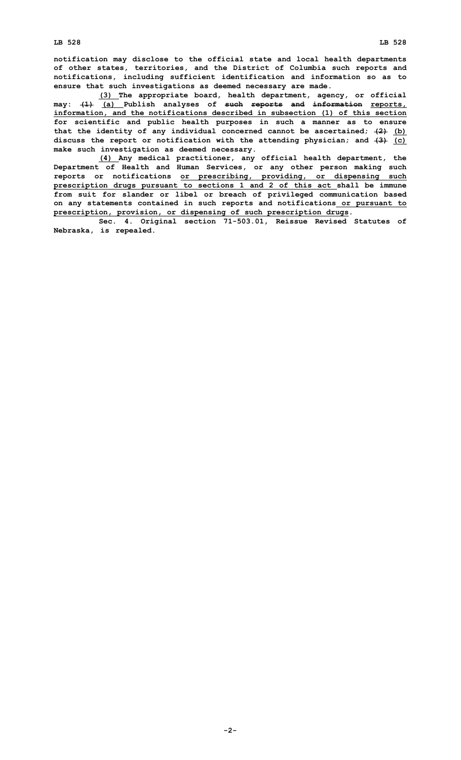notification may disclose to the official state and local health departments of other states, territories, and the District of Columbia such reports and notifications, including sufficient identification and information so as to ensure that such investigations as deemed necessary are made.

(3) The appropriate board, health department, agency, or official may: ~~(1)~~ (a) Publish analyses of ~~such reports and information~~ reports, information, and the notifications described in subsection (1) of this section for scientific and public health purposes in such a manner as to ensure that the identity of any individual concerned cannot be ascertained; ~~(2)~~ (b) discuss the report or notification with the attending physician; and ~~(3)~~ (c) make such investigation as deemed necessary.

(4) Any medical practitioner, any official health department, the Department of Health and Human Services, or any other person making such reports or notifications or prescribing, providing, or dispensing such prescription drugs pursuant to sections 1 and 2 of this act shall be immune from suit for slander or libel or breach of privileged communication based on any statements contained in such reports and notifications or pursuant to prescription, provision, or dispensing of such prescription drugs.

Sec. 4. Original section 71-503.01, Reissue Revised Statutes of Nebraska, is repealed.